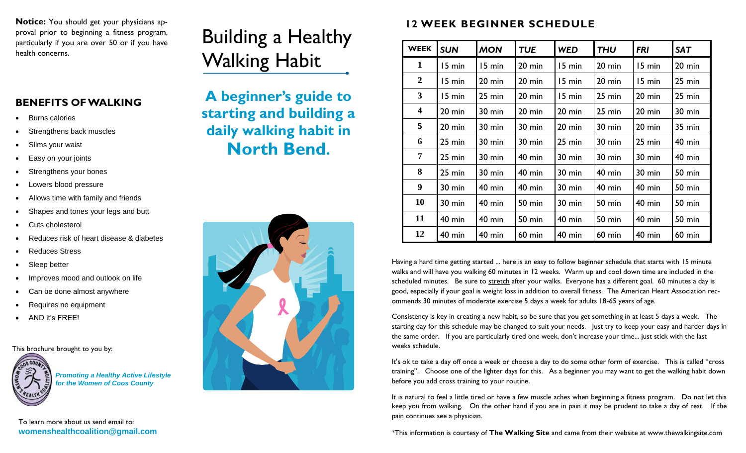**Notice:** You should get your physicians approval prior to beginning a fitness program, particularly if you are over 50 or if you have health concerns.

## BENEFITS OF WALKING

- Burns calories
- Strengthens back muscles
- Slims your waist
- Easy on your joints
- Strengthens your bones
- Lowers blood pressure
- Allows time with family and friends
- Shapes and tones your legs and butt
- Cuts cholesterol
- Reduces risk of heart disease & diabetes
- Reduces Stress
- Sleep better
- Improves mood and outlook on life
- Can be done almost anywhere
- Requires no equipment
- AND it's FREE!

This brochure brought to you by:

***Promoting a Healthy Active Lifestyle for the Women of Coos County***

To learn more about us send email to:
**womenshealthcoalition@gmail.com**

# Building a Healthy Walking Habit

## A beginner's guide to starting and building a daily walking habit in **North Bend.**

## 12 WEEK BEGINNER SCHEDULE

| WEEK | SUN | MON | TUE | WED | THU | FRI | SAT |
|---|---|---|---|---|---|---|---|
| 1 | 15 min | 15 min | 20 min | 15 min | 20 min | 15 min | 20 min |
| 2 | 15 min | 20 min | 20 min | 15 min | 20 min | 15 min | 25 min |
| 3 | 15 min | 25 min | 20 min | 15 min | 25 min | 20 min | 25 min |
| 4 | 20 min | 30 min | 20 min | 20 min | 25 min | 20 min | 30 min |
| 5 | 20 min | 30 min | 30 min | 20 min | 30 min | 20 min | 35 min |
| 6 | 25 min | 30 min | 30 min | 25 min | 30 min | 25 min | 40 min |
| 7 | 25 min | 30 min | 40 min | 30 min | 30 min | 30 min | 40 min |
| 8 | 25 min | 30 min | 40 min | 30 min | 40 min | 30 min | 50 min |
| 9 | 30 min | 40 min | 40 min | 30 min | 40 min | 40 min | 50 min |
| 10 | 30 min | 40 min | 50 min | 30 min | 50 min | 40 min | 50 min |
| 11 | 40 min | 40 min | 50 min | 40 min | 50 min | 40 min | 50 min |
| 12 | 40 min | 40 min | 60 min | 40 min | 60 min | 40 min | 60 min |

Having a hard time getting started ... here is an easy to follow beginner schedule that starts with 15 minute walks and will have you walking 60 minutes in 12 weeks. Warm up and cool down time are included in the scheduled minutes. Be sure to stretch after your walks. Everyone has a different goal. 60 minutes a day is good, especially if your goal is weight loss in addition to overall fitness. The American Heart Association recommends 30 minutes of moderate exercise 5 days a week for adults 18-65 years of age.

Consistency is key in creating a new habit, so be sure that you get something in at least 5 days a week. The starting day for this schedule may be changed to suit your needs. Just try to keep your easy and harder days in the same order. If you are particularly tired one week, don't increase your time... just stick with the last weeks schedule.

It's ok to take a day off once a week or choose a day to do some other form of exercise. This is called "cross training". Choose one of the lighter days for this. As a beginner you may want to get the walking habit down before you add cross training to your routine.

It is natural to feel a little tired or have a few muscle aches when beginning a fitness program. Do not let this keep you from walking. On the other hand if you are in pain it may be prudent to take a day of rest. If the pain continues see a physician.

*This information is courtesy of **The Walking Site** and came from their website at www.thewalkingsite.com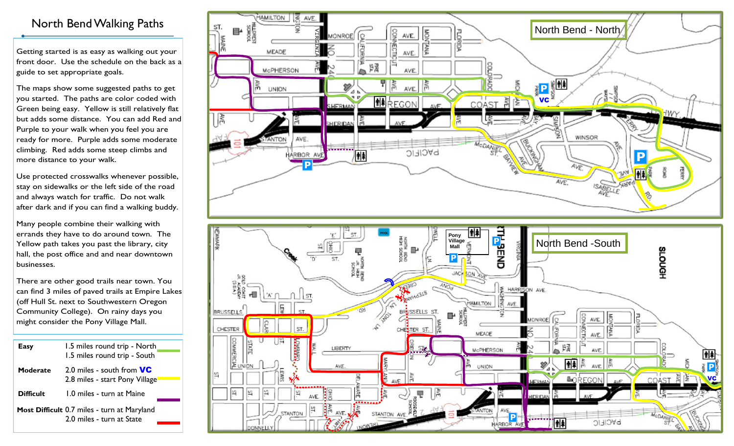# North Bend Walking Paths

Getting started is as easy as walking out your front door. Use the schedule on the back as a guide to set appropriate goals.

The maps show some suggested paths to get you started. The paths are color coded with Green being easy. Yellow is still relatively flat but adds some distance. You can add Red and Purple to your walk when you feel you are ready for more. Purple adds some moderate climbing. Red adds some steep climbs and more distance to your walk.

Use protected crosswalks whenever possible, stay on sidewalks or the left side of the road and always watch for traffic. Do not walk after dark and if you can find a walking buddy.

Many people combine their walking with errands they have to do around town. The Yellow path takes you past the library, city hall, the post office and and near downtown businesses.

There are other good trails near town. You can find 3 miles of paved trails at Empire Lakes (off Hull St. next to Southwestern Oregon Community College). On rainy days you might consider the Pony Village Mall.

| | | |
|---|---|---|
| **Easy** | 1.5 miles round trip - North<br>1.5 miles round trip - South | Green |
| **Moderate** | 2.0 miles - south from VC<br>2.8 miles - start Pony Village | Yellow |
| **Difficult** | 1.0 miles - turn at Maine | Purple |
| **Most Difficult** | 0.7 miles - turn at Maryland<br>2.0 miles - turn at State | Red |

North Bend - North

North Bend - South